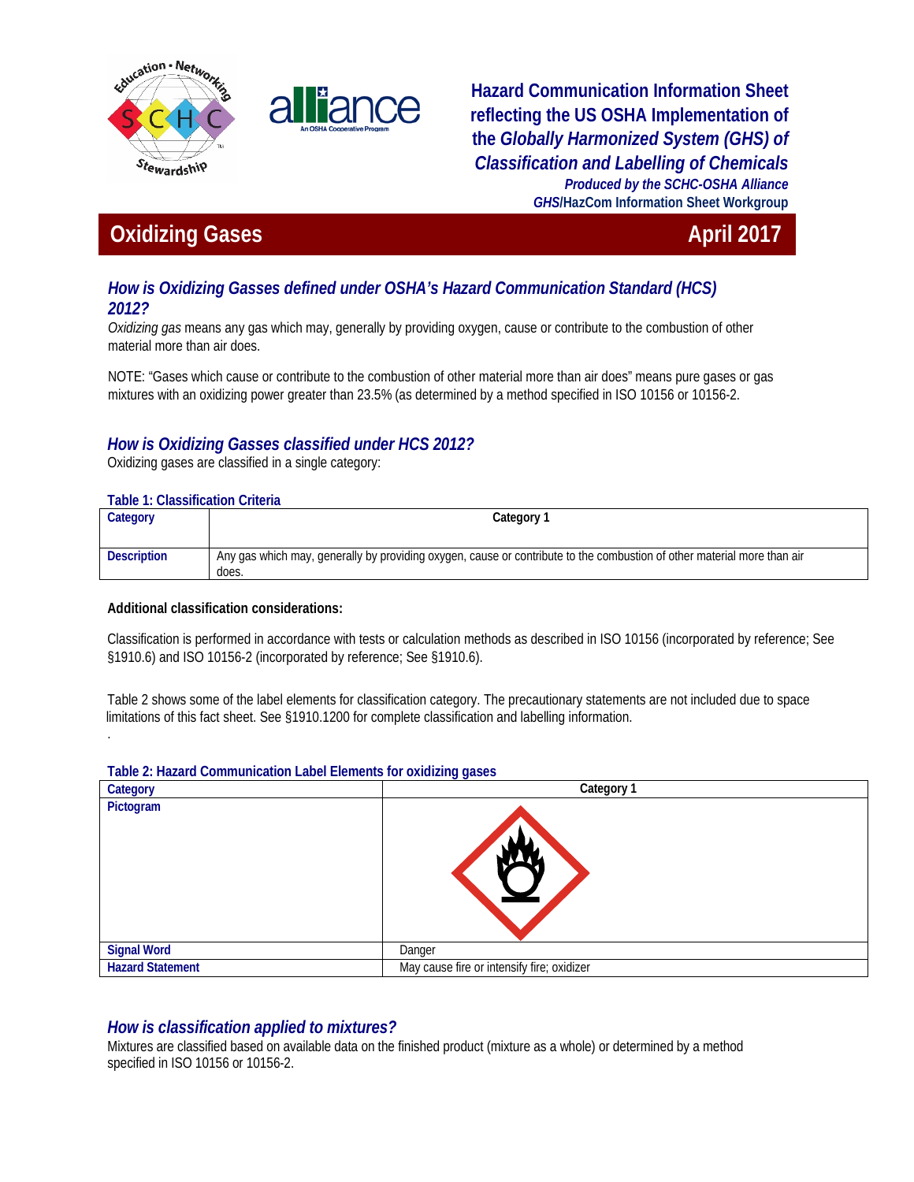Hazard Communication Information Sheet reflecting the US OSHA Implementation of the *Globally Harmonized System (GHS) of Classification and Labelling of Chemicals*

*Produced by the SCHC-OSHA Alliance*
*GHS*/HazCom Information Sheet Workgroup

# Oxidizing Gases — April 2017

## *How is Oxidizing Gasses defined under OSHA's Hazard Communication Standard (HCS) 2012?*

*Oxidizing gas* means any gas which may, generally by providing oxygen, cause or contribute to the combustion of other material more than air does.

NOTE: "Gases which cause or contribute to the combustion of other material more than air does" means pure gases or gas mixtures with an oxidizing power greater than 23.5% (as determined by a method specified in ISO 10156 or 10156-2.

## *How is Oxidizing Gasses classified under HCS 2012?*

Oxidizing gases are classified in a single category:

**Table 1: Classification Criteria**

| Category | Category 1 |
|---|---|
| Description | Any gas which may, generally by providing oxygen, cause or contribute to the combustion of other material more than air does. |

**Additional classification considerations:**

Classification is performed in accordance with tests or calculation methods as described in ISO 10156 (incorporated by reference; See §1910.6) and ISO 10156-2 (incorporated by reference; See §1910.6).

Table 2 shows some of the label elements for classification category. The precautionary statements are not included due to space limitations of this fact sheet. See §1910.1200 for complete classification and labelling information.

.

**Table 2: Hazard Communication Label Elements for oxidizing gases**

| Category | Category 1 |
|---|---|
| Pictogram | |
| Signal Word | Danger |
| Hazard Statement | May cause fire or intensify fire; oxidizer |

## *How is classification applied to mixtures?*

Mixtures are classified based on available data on the finished product (mixture as a whole) or determined by a method specified in ISO 10156 or 10156-2.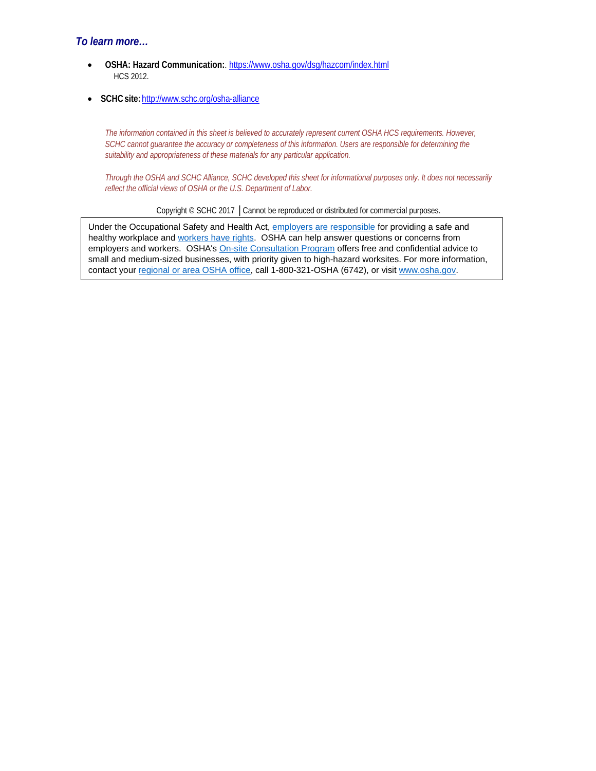### *To learn more…*

- **OSHA: Hazard Communication:**. [https://www.osha.gov/dsg/hazcom/index.html](https://www.osha.gov/dsg/hazcom/index.html)
  HCS 2012.

- **SCHC site:** [http://www.schc.org/osha-alliance](http://www.schc.org/osha-alliance)

*The information contained in this sheet is believed to accurately represent current OSHA HCS requirements. However, SCHC cannot guarantee the accuracy or completeness of this information. Users are responsible for determining the suitability and appropriateness of these materials for any particular application.*

*Through the OSHA and SCHC Alliance, SCHC developed this sheet for informational purposes only. It does not necessarily reflect the official views of OSHA or the U.S. Department of Labor.*

Copyright © SCHC 2017 | Cannot be reproduced or distributed for commercial purposes.

Under the Occupational Safety and Health Act, [employers are responsible](#) for providing a safe and healthy workplace and [workers have rights](#). OSHA can help answer questions or concerns from employers and workers. OSHA's [On-site Consultation Program](#) offers free and confidential advice to small and medium-sized businesses, with priority given to high-hazard worksites. For more information, contact your [regional or area OSHA office](#), call 1-800-321-OSHA (6742), or visit [www.osha.gov](http://www.osha.gov).